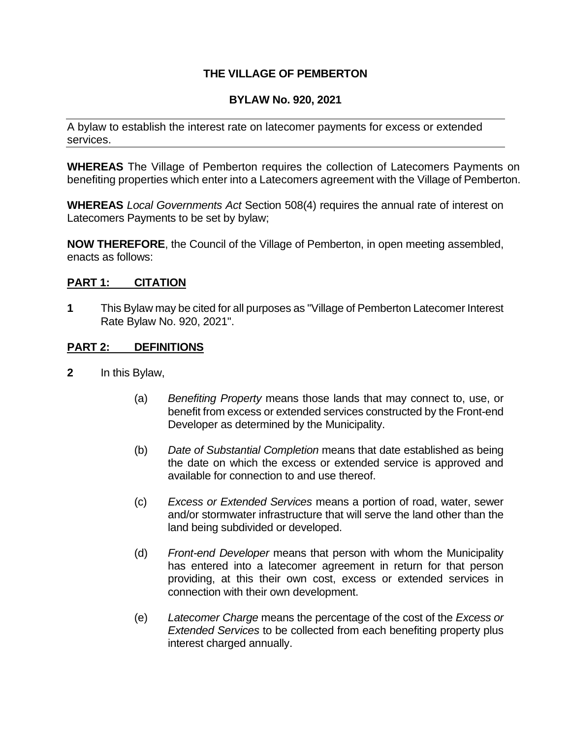# THE VILLAGE OF PEMBERTON

## BYLAW No. 920, 2021

A bylaw to establish the interest rate on latecomer payments for excess or extended services.

**WHEREAS** The Village of Pemberton requires the collection of Latecomers Payments on benefiting properties which enter into a Latecomers agreement with the Village of Pemberton.

**WHEREAS** *Local Governments Act* Section 508(4) requires the annual rate of interest on Latecomers Payments to be set by bylaw;

**NOW THEREFORE**, the Council of the Village of Pemberton, in open meeting assembled, enacts as follows:

## PART 1: CITATION

**1** This Bylaw may be cited for all purposes as "Village of Pemberton Latecomer Interest Rate Bylaw No. 920, 2021".

## PART 2: DEFINITIONS

**2** In this Bylaw,

(a) *Benefiting Property* means those lands that may connect to, use, or benefit from excess or extended services constructed by the Front-end Developer as determined by the Municipality.

(b) *Date of Substantial Completion* means that date established as being the date on which the excess or extended service is approved and available for connection to and use thereof.

(c) *Excess or Extended Services* means a portion of road, water, sewer and/or stormwater infrastructure that will serve the land other than the land being subdivided or developed.

(d) *Front-end Developer* means that person with whom the Municipality has entered into a latecomer agreement in return for that person providing, at this their own cost, excess or extended services in connection with their own development.

(e) *Latecomer Charge* means the percentage of the cost of the *Excess or Extended Services* to be collected from each benefiting property plus interest charged annually.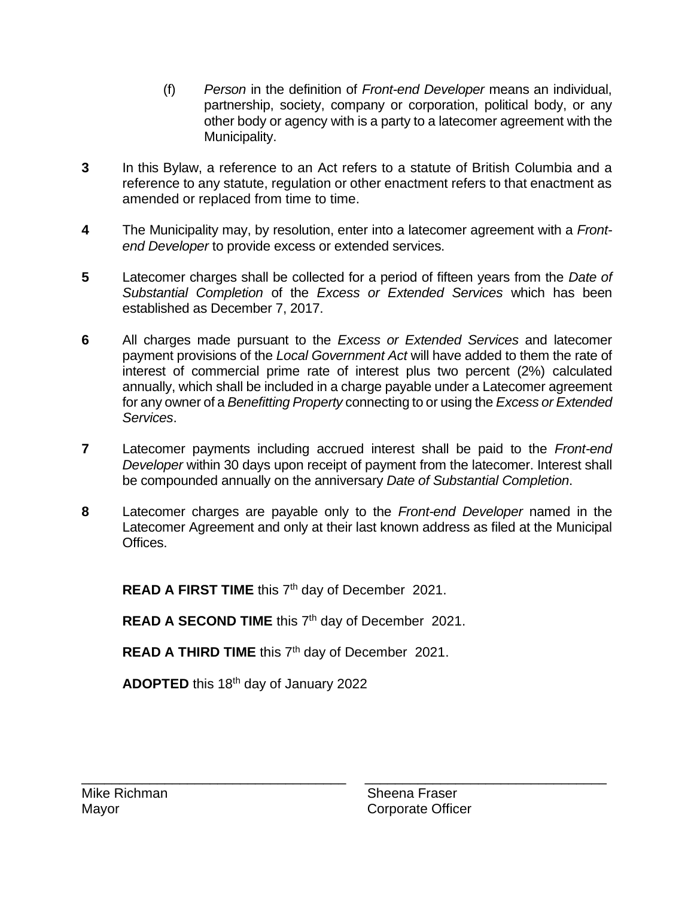(f) *Person* in the definition of *Front-end Developer* means an individual, partnership, society, company or corporation, political body, or any other body or agency with is a party to a latecomer agreement with the Municipality.

**3** In this Bylaw, a reference to an Act refers to a statute of British Columbia and a reference to any statute, regulation or other enactment refers to that enactment as amended or replaced from time to time.

**4** The Municipality may, by resolution, enter into a latecomer agreement with a *Front-end Developer* to provide excess or extended services.

**5** Latecomer charges shall be collected for a period of fifteen years from the *Date of Substantial Completion* of the *Excess or Extended Services* which has been established as December 7, 2017.

**6** All charges made pursuant to the *Excess or Extended Services* and latecomer payment provisions of the *Local Government Act* will have added to them the rate of interest of commercial prime rate of interest plus two percent (2%) calculated annually, which shall be included in a charge payable under a Latecomer agreement for any owner of a *Benefitting Property* connecting to or using the *Excess or Extended Services*.

**7** Latecomer payments including accrued interest shall be paid to the *Front-end Developer* within 30 days upon receipt of payment from the latecomer. Interest shall be compounded annually on the anniversary *Date of Substantial Completion*.

**8** Latecomer charges are payable only to the *Front-end Developer* named in the Latecomer Agreement and only at their last known address as filed at the Municipal Offices.

**READ A FIRST TIME** this 7th day of December 2021.

**READ A SECOND TIME** this 7th day of December 2021.

**READ A THIRD TIME** this 7th day of December 2021.

**ADOPTED** this 18th day of January 2022

| | |
|---|---|
| ______________________________ | ______________________________ |
| Mike Richman | Sheena Fraser |
| Mayor | Corporate Officer |